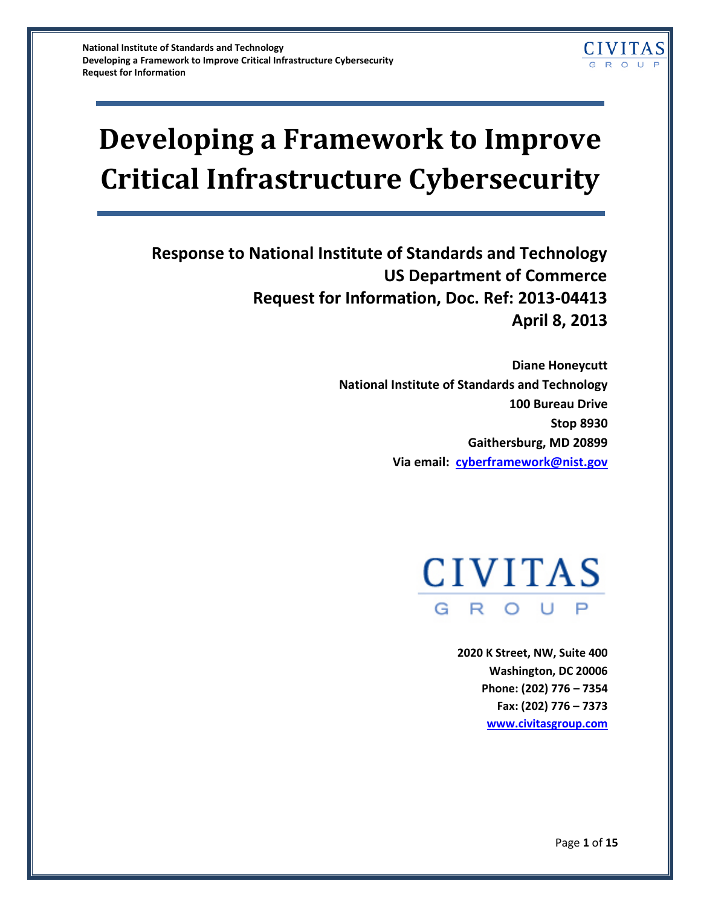# Developing a Framework to Improve Critical Infrastructure Cybersecurity

**Response to National Institute of Standards and Technology**
**US Department of Commerce**
**Request for Information, Doc. Ref: 2013-04413**
**April 8, 2013**

**Diane Honeycutt**
**National Institute of Standards and Technology**
**100 Bureau Drive**
**Stop 8930**
**Gaithersburg, MD 20899**
**Via email: cyberframework@nist.gov**

CIVITAS
GROUP

**2020 K Street, NW, Suite 400**
**Washington, DC 20006**
**Phone: (202) 776 – 7354**
**Fax: (202) 776 – 7373**
**www.civitasgroup.com**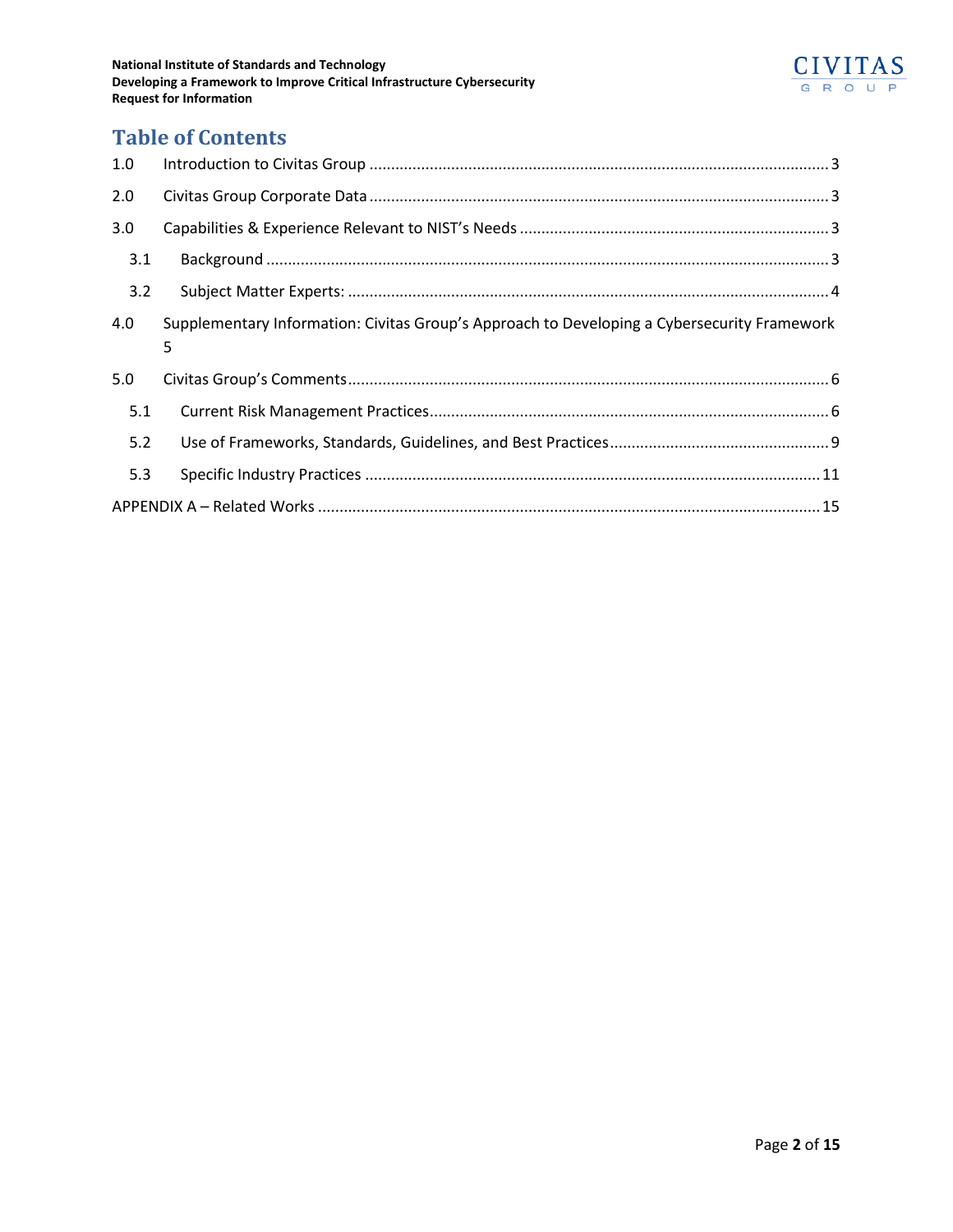# Table of Contents

1.0 Introduction to Civitas Group .......... 3

2.0 Civitas Group Corporate Data .......... 3

3.0 Capabilities & Experience Relevant to NIST's Needs .......... 3

- 3.1 Background .......... 3
- 3.2 Subject Matter Experts: .......... 4

4.0 Supplementary Information: Civitas Group's Approach to Developing a Cybersecurity Framework .......... 5

5.0 Civitas Group's Comments .......... 6

- 5.1 Current Risk Management Practices .......... 6
- 5.2 Use of Frameworks, Standards, Guidelines, and Best Practices .......... 9
- 5.3 Specific Industry Practices .......... 11

APPENDIX A – Related Works .......... 15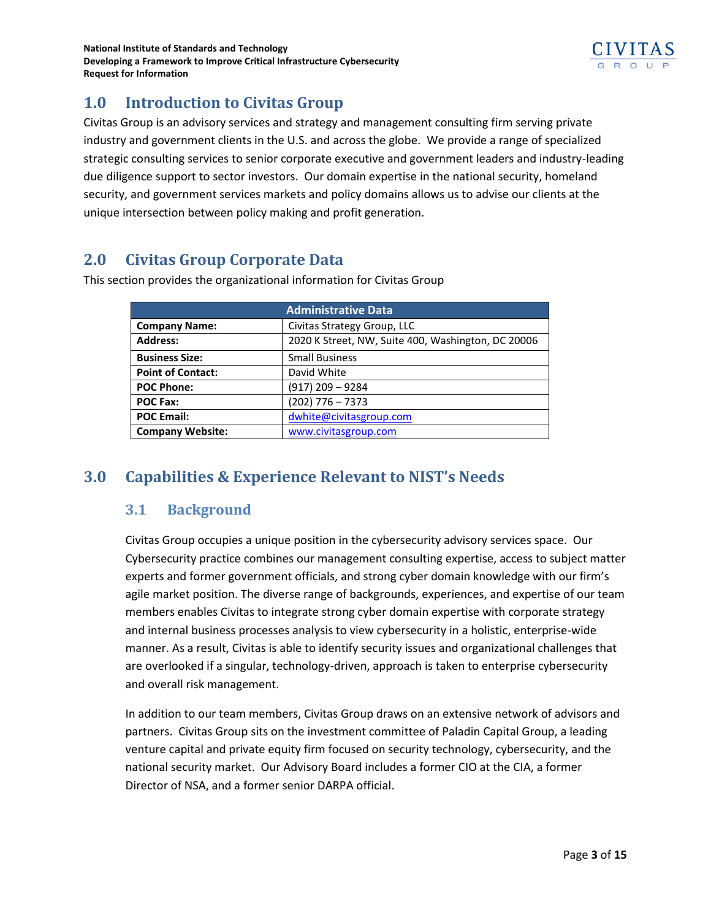## 1.0 Introduction to Civitas Group

Civitas Group is an advisory services and strategy and management consulting firm serving private industry and government clients in the U.S. and across the globe. We provide a range of specialized strategic consulting services to senior corporate executive and government leaders and industry-leading due diligence support to sector investors. Our domain expertise in the national security, homeland security, and government services markets and policy domains allows us to advise our clients at the unique intersection between policy making and profit generation.

## 2.0 Civitas Group Corporate Data

This section provides the organizational information for Civitas Group

| Administrative Data | |
|---|---|
| **Company Name:** | Civitas Strategy Group, LLC |
| **Address:** | 2020 K Street, NW, Suite 400, Washington, DC 20006 |
| **Business Size:** | Small Business |
| **Point of Contact:** | David White |
| **POC Phone:** | (917) 209 – 9284 |
| **POC Fax:** | (202) 776 – 7373 |
| **POC Email:** | dwhite@civitasgroup.com |
| **Company Website:** | www.civitasgroup.com |

## 3.0 Capabilities & Experience Relevant to NIST's Needs

### 3.1 Background

Civitas Group occupies a unique position in the cybersecurity advisory services space. Our Cybersecurity practice combines our management consulting expertise, access to subject matter experts and former government officials, and strong cyber domain knowledge with our firm's agile market position. The diverse range of backgrounds, experiences, and expertise of our team members enables Civitas to integrate strong cyber domain expertise with corporate strategy and internal business processes analysis to view cybersecurity in a holistic, enterprise-wide manner. As a result, Civitas is able to identify security issues and organizational challenges that are overlooked if a singular, technology-driven, approach is taken to enterprise cybersecurity and overall risk management.

In addition to our team members, Civitas Group draws on an extensive network of advisors and partners. Civitas Group sits on the investment committee of Paladin Capital Group, a leading venture capital and private equity firm focused on security technology, cybersecurity, and the national security market. Our Advisory Board includes a former CIO at the CIA, a former Director of NSA, and a former senior DARPA official.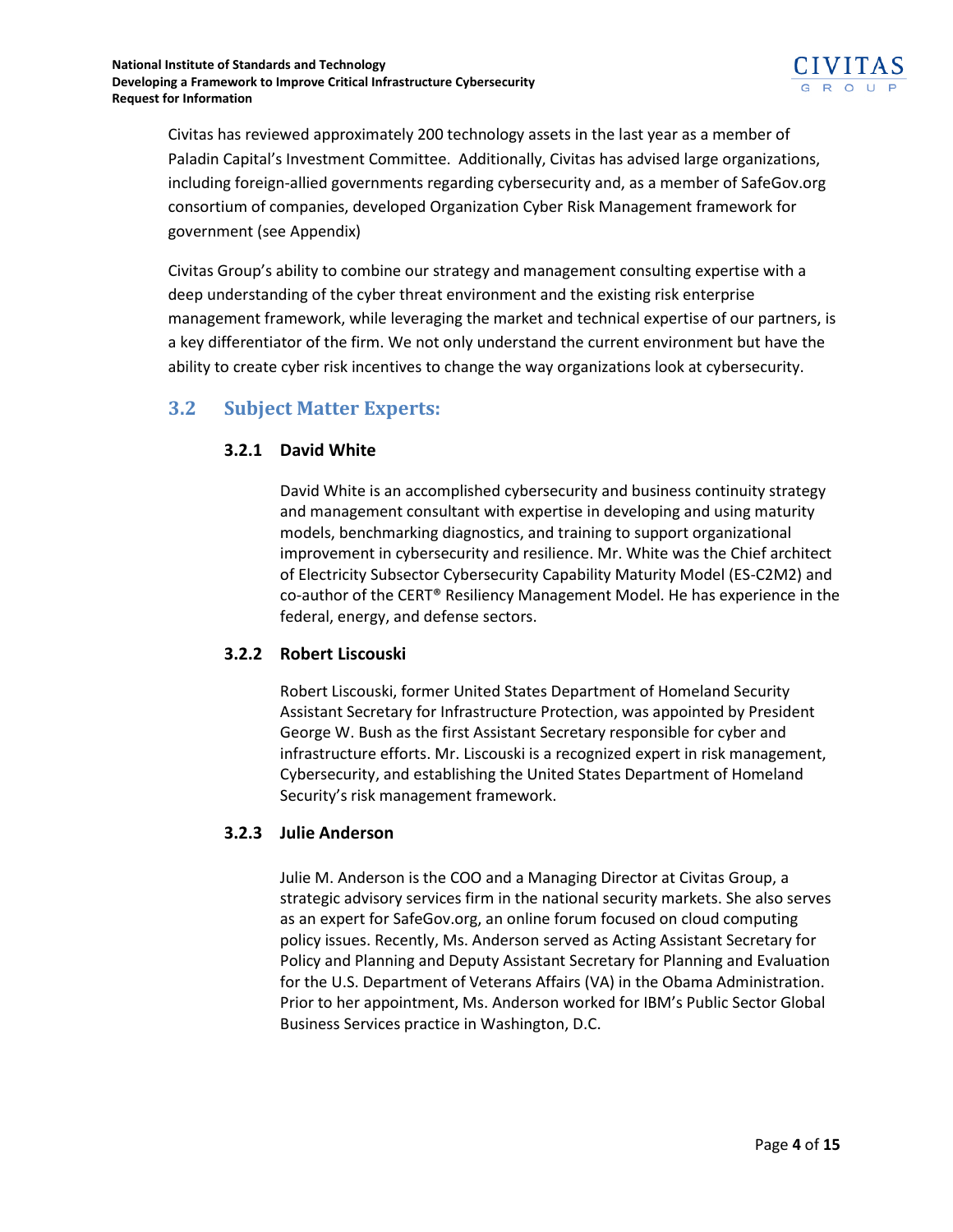Civitas has reviewed approximately 200 technology assets in the last year as a member of Paladin Capital's Investment Committee. Additionally, Civitas has advised large organizations, including foreign-allied governments regarding cybersecurity and, as a member of SafeGov.org consortium of companies, developed Organization Cyber Risk Management framework for government (see Appendix)

Civitas Group's ability to combine our strategy and management consulting expertise with a deep understanding of the cyber threat environment and the existing risk enterprise management framework, while leveraging the market and technical expertise of our partners, is a key differentiator of the firm. We not only understand the current environment but have the ability to create cyber risk incentives to change the way organizations look at cybersecurity.

## 3.2 Subject Matter Experts:

### 3.2.1 David White

David White is an accomplished cybersecurity and business continuity strategy and management consultant with expertise in developing and using maturity models, benchmarking diagnostics, and training to support organizational improvement in cybersecurity and resilience. Mr. White was the Chief architect of Electricity Subsector Cybersecurity Capability Maturity Model (ES-C2M2) and co-author of the CERT® Resiliency Management Model. He has experience in the federal, energy, and defense sectors.

### 3.2.2 Robert Liscouski

Robert Liscouski, former United States Department of Homeland Security Assistant Secretary for Infrastructure Protection, was appointed by President George W. Bush as the first Assistant Secretary responsible for cyber and infrastructure efforts. Mr. Liscouski is a recognized expert in risk management, Cybersecurity, and establishing the United States Department of Homeland Security's risk management framework.

### 3.2.3 Julie Anderson

Julie M. Anderson is the COO and a Managing Director at Civitas Group, a strategic advisory services firm in the national security markets. She also serves as an expert for SafeGov.org, an online forum focused on cloud computing policy issues. Recently, Ms. Anderson served as Acting Assistant Secretary for Policy and Planning and Deputy Assistant Secretary for Planning and Evaluation for the U.S. Department of Veterans Affairs (VA) in the Obama Administration. Prior to her appointment, Ms. Anderson worked for IBM's Public Sector Global Business Services practice in Washington, D.C.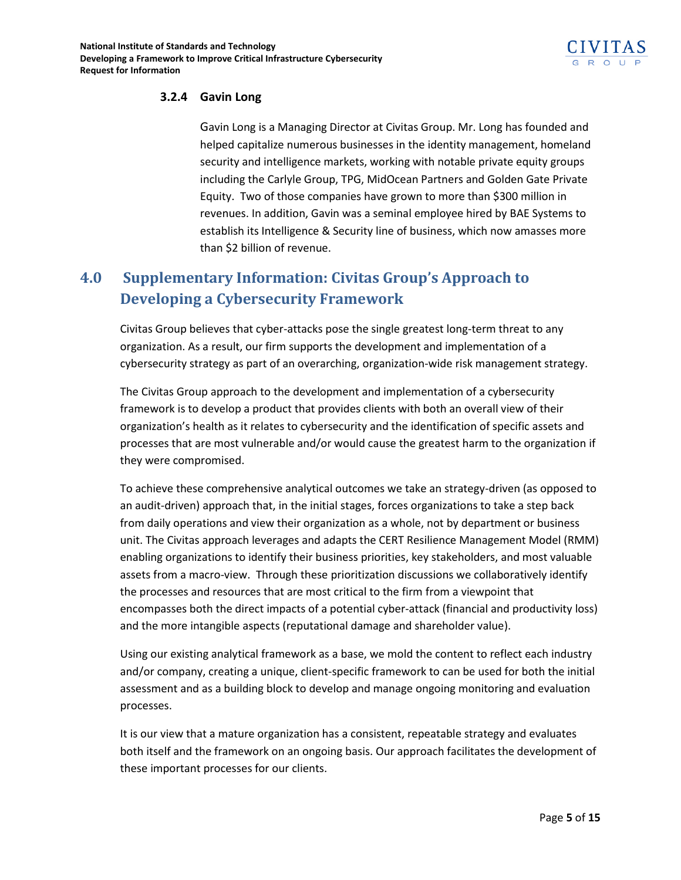### 3.2.4 Gavin Long

Gavin Long is a Managing Director at Civitas Group. Mr. Long has founded and helped capitalize numerous businesses in the identity management, homeland security and intelligence markets, working with notable private equity groups including the Carlyle Group, TPG, MidOcean Partners and Golden Gate Private Equity. Two of those companies have grown to more than $300 million in revenues. In addition, Gavin was a seminal employee hired by BAE Systems to establish its Intelligence & Security line of business, which now amasses more than $2 billion of revenue.

## 4.0 Supplementary Information: Civitas Group's Approach to Developing a Cybersecurity Framework

Civitas Group believes that cyber-attacks pose the single greatest long-term threat to any organization. As a result, our firm supports the development and implementation of a cybersecurity strategy as part of an overarching, organization-wide risk management strategy.

The Civitas Group approach to the development and implementation of a cybersecurity framework is to develop a product that provides clients with both an overall view of their organization's health as it relates to cybersecurity and the identification of specific assets and processes that are most vulnerable and/or would cause the greatest harm to the organization if they were compromised.

To achieve these comprehensive analytical outcomes we take an strategy-driven (as opposed to an audit-driven) approach that, in the initial stages, forces organizations to take a step back from daily operations and view their organization as a whole, not by department or business unit. The Civitas approach leverages and adapts the CERT Resilience Management Model (RMM) enabling organizations to identify their business priorities, key stakeholders, and most valuable assets from a macro-view. Through these prioritization discussions we collaboratively identify the processes and resources that are most critical to the firm from a viewpoint that encompasses both the direct impacts of a potential cyber-attack (financial and productivity loss) and the more intangible aspects (reputational damage and shareholder value).

Using our existing analytical framework as a base, we mold the content to reflect each industry and/or company, creating a unique, client-specific framework to can be used for both the initial assessment and as a building block to develop and manage ongoing monitoring and evaluation processes.

It is our view that a mature organization has a consistent, repeatable strategy and evaluates both itself and the framework on an ongoing basis. Our approach facilitates the development of these important processes for our clients.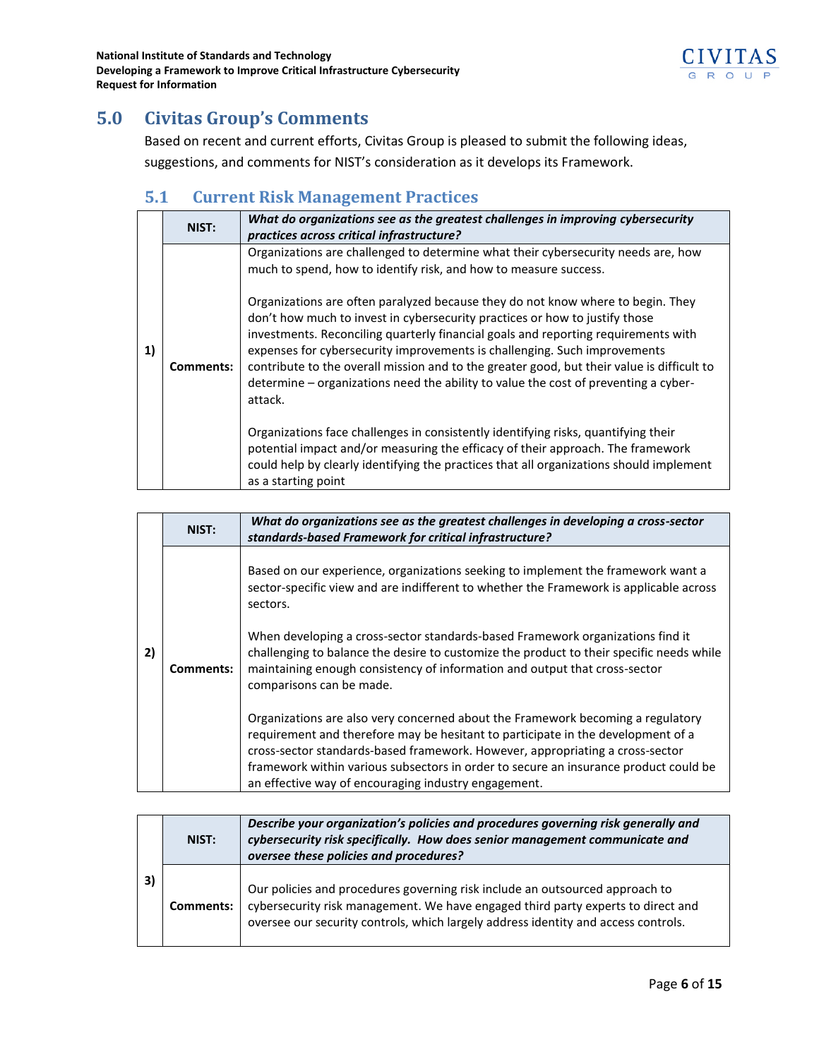## 5.0 Civitas Group's Comments

Based on recent and current efforts, Civitas Group is pleased to submit the following ideas, suggestions, and comments for NIST's consideration as it develops its Framework.

### 5.1 Current Risk Management Practices

| | | |
|---|---|---|
| **1)** | **NIST:** | ***What do organizations see as the greatest challenges in improving cybersecurity practices across critical infrastructure?*** |
| | **Comments:** | Organizations are challenged to determine what their cybersecurity needs are, how much to spend, how to identify risk, and how to measure success.<br><br>Organizations are often paralyzed because they do not know where to begin. They don't how much to invest in cybersecurity practices or how to justify those investments. Reconciling quarterly financial goals and reporting requirements with expenses for cybersecurity improvements is challenging. Such improvements contribute to the overall mission and to the greater good, but their value is difficult to determine – organizations need the ability to value the cost of preventing a cyber-attack.<br><br>Organizations face challenges in consistently identifying risks, quantifying their potential impact and/or measuring the efficacy of their approach. The framework could help by clearly identifying the practices that all organizations should implement as a starting point |

| | | |
|---|---|---|
| **2)** | **NIST:** | ***What do organizations see as the greatest challenges in developing a cross-sector standards-based Framework for critical infrastructure?*** |
| | **Comments:** | Based on our experience, organizations seeking to implement the framework want a sector-specific view and are indifferent to whether the Framework is applicable across sectors.<br><br>When developing a cross-sector standards-based Framework organizations find it challenging to balance the desire to customize the product to their specific needs while maintaining enough consistency of information and output that cross-sector comparisons can be made.<br><br>Organizations are also very concerned about the Framework becoming a regulatory requirement and therefore may be hesitant to participate in the development of a cross-sector standards-based framework. However, appropriating a cross-sector framework within various subsectors in order to secure an insurance product could be an effective way of encouraging industry engagement. |

| | | |
|---|---|---|
| **3)** | **NIST:** | ***Describe your organization's policies and procedures governing risk generally and cybersecurity risk specifically. How does senior management communicate and oversee these policies and procedures?*** |
| | **Comments:** | Our policies and procedures governing risk include an outsourced approach to cybersecurity risk management. We have engaged third party experts to direct and oversee our security controls, which largely address identity and access controls. |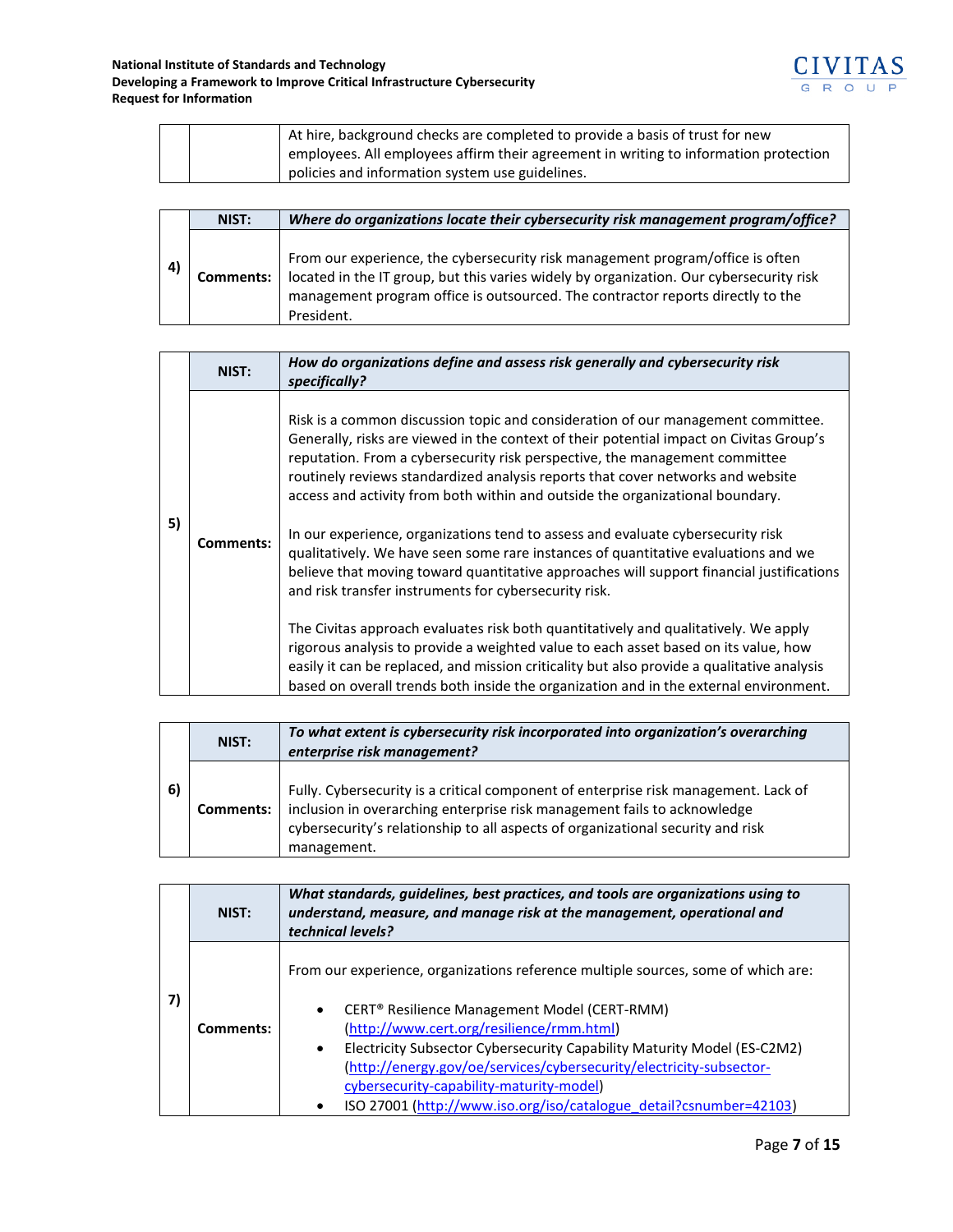| | | |
|---|---|---|
| | | At hire, background checks are completed to provide a basis of trust for new employees. All employees affirm their agreement in writing to information protection policies and information system use guidelines. |

| | | |
|---|---|---|
| **4)** | **NIST:** | ***Where do organizations locate their cybersecurity risk management program/office?*** |
| | **Comments:** | From our experience, the cybersecurity risk management program/office is often located in the IT group, but this varies widely by organization. Our cybersecurity risk management program office is outsourced. The contractor reports directly to the President. |

| | | |
|---|---|---|
| **5)** | **NIST:** | ***How do organizations define and assess risk generally and cybersecurity risk specifically?*** |
| | **Comments:** | Risk is a common discussion topic and consideration of our management committee. Generally, risks are viewed in the context of their potential impact on Civitas Group's reputation. From a cybersecurity risk perspective, the management committee routinely reviews standardized analysis reports that cover networks and website access and activity from both within and outside the organizational boundary.<br><br>In our experience, organizations tend to assess and evaluate cybersecurity risk qualitatively. We have seen some rare instances of quantitative evaluations and we believe that moving toward quantitative approaches will support financial justifications and risk transfer instruments for cybersecurity risk.<br><br>The Civitas approach evaluates risk both quantitatively and qualitatively. We apply rigorous analysis to provide a weighted value to each asset based on its value, how easily it can be replaced, and mission criticality but also provide a qualitative analysis based on overall trends both inside the organization and in the external environment. |

| | | |
|---|---|---|
| **6)** | **NIST:** | ***To what extent is cybersecurity risk incorporated into organization's overarching enterprise risk management?*** |
| | **Comments:** | Fully. Cybersecurity is a critical component of enterprise risk management. Lack of inclusion in overarching enterprise risk management fails to acknowledge cybersecurity's relationship to all aspects of organizational security and risk management. |

| | | |
|---|---|---|
| **7)** | **NIST:** | ***What standards, guidelines, best practices, and tools are organizations using to understand, measure, and manage risk at the management, operational and technical levels?*** |
| | **Comments:** | From our experience, organizations reference multiple sources, some of which are:<br><br>• CERT® Resilience Management Model (CERT-RMM) (http://www.cert.org/resilience/rmm.html)<br>• Electricity Subsector Cybersecurity Capability Maturity Model (ES-C2M2) (http://energy.gov/oe/services/cybersecurity/electricity-subsector-cybersecurity-capability-maturity-model)<br>• ISO 27001 (http://www.iso.org/iso/catalogue_detail?csnumber=42103) |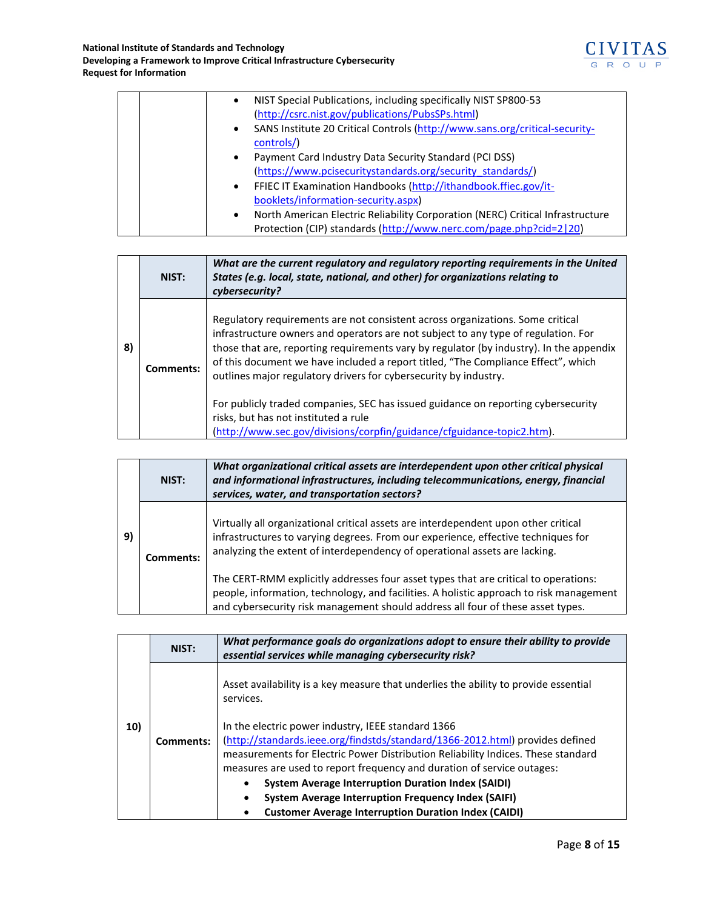| | | |
|---|---|---|
| | | • NIST Special Publications, including specifically NIST SP800-53 (http://csrc.nist.gov/publications/PubsSPs.html)<br>• SANS Institute 20 Critical Controls (http://www.sans.org/critical-security-controls/)<br>• Payment Card Industry Data Security Standard (PCI DSS) (https://www.pcisecuritystandards.org/security_standards/)<br>• FFIEC IT Examination Handbooks (http://ithandbook.ffiec.gov/it-booklets/information-security.aspx)<br>• North American Electric Reliability Corporation (NERC) Critical Infrastructure Protection (CIP) standards (http://www.nerc.com/page.php?cid=2\|20) |

| | | |
|---|---|---|
| **8)** | **NIST:** | ***What are the current regulatory and regulatory reporting requirements in the United States (e.g. local, state, national, and other) for organizations relating to cybersecurity?*** |
| | **Comments:** | Regulatory requirements are not consistent across organizations. Some critical infrastructure owners and operators are not subject to any type of regulation. For those that are, reporting requirements vary by regulator (by industry). In the appendix of this document we have included a report titled, "The Compliance Effect", which outlines major regulatory drivers for cybersecurity by industry.<br><br>For publicly traded companies, SEC has issued guidance on reporting cybersecurity risks, but has not instituted a rule (http://www.sec.gov/divisions/corpfin/guidance/cfguidance-topic2.htm). |

| | | |
|---|---|---|
| **9)** | **NIST:** | ***What organizational critical assets are interdependent upon other critical physical and informational infrastructures, including telecommunications, energy, financial services, water, and transportation sectors?*** |
| | **Comments:** | Virtually all organizational critical assets are interdependent upon other critical infrastructures to varying degrees. From our experience, effective techniques for analyzing the extent of interdependency of operational assets are lacking.<br><br>The CERT-RMM explicitly addresses four asset types that are critical to operations: people, information, technology, and facilities. A holistic approach to risk management and cybersecurity risk management should address all four of these asset types. |

| | | |
|---|---|---|
| **10)** | **NIST:** | ***What performance goals do organizations adopt to ensure their ability to provide essential services while managing cybersecurity risk?*** |
| | **Comments:** | Asset availability is a key measure that underlies the ability to provide essential services.<br><br>In the electric power industry, IEEE standard 1366 (http://standards.ieee.org/findstds/standard/1366-2012.html) provides defined measurements for Electric Power Distribution Reliability Indices. These standard measures are used to report frequency and duration of service outages:<br>• **System Average Interruption Duration Index (SAIDI)**<br>• **System Average Interruption Frequency Index (SAIFI)**<br>• **Customer Average Interruption Duration Index (CAIDI)** |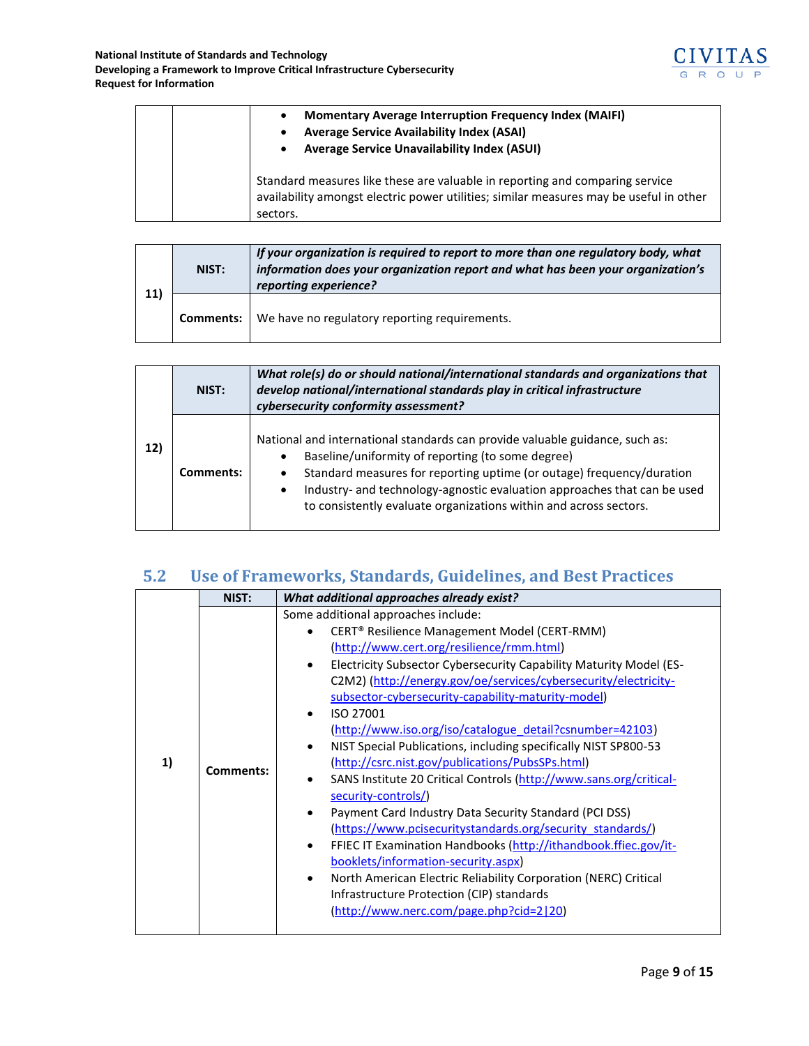| | | |
|---|---|---|
| | | • **Momentary Average Interruption Frequency Index (MAIFI)**<br>• **Average Service Availability Index (ASAI)**<br>• **Average Service Unavailability Index (ASUI)**<br><br>Standard measures like these are valuable in reporting and comparing service availability amongst electric power utilities; similar measures may be useful in other sectors. |

| | | |
|---|---|---|
| **11)** | **NIST:** | ***If your organization is required to report to more than one regulatory body, what information does your organization report and what has been your organization's reporting experience?*** |
| | **Comments:** | We have no regulatory reporting requirements. |

| | | |
|---|---|---|
| **12)** | **NIST:** | ***What role(s) do or should national/international standards and organizations that develop national/international standards play in critical infrastructure cybersecurity conformity assessment?*** |
| | **Comments:** | National and international standards can provide valuable guidance, such as:<br>• Baseline/uniformity of reporting (to some degree)<br>• Standard measures for reporting uptime (or outage) frequency/duration<br>• Industry- and technology-agnostic evaluation approaches that can be used to consistently evaluate organizations within and across sectors. |

## 5.2 Use of Frameworks, Standards, Guidelines, and Best Practices

| | | |
|---|---|---|
| **1)** | **NIST:** | ***What additional approaches already exist?*** |
| | **Comments:** | Some additional approaches include:<br>• CERT® Resilience Management Model (CERT-RMM) (http://www.cert.org/resilience/rmm.html)<br>• Electricity Subsector Cybersecurity Capability Maturity Model (ES-C2M2) (http://energy.gov/oe/services/cybersecurity/electricity-subsector-cybersecurity-capability-maturity-model)<br>• ISO 27001 (http://www.iso.org/iso/catalogue_detail?csnumber=42103)<br>• NIST Special Publications, including specifically NIST SP800-53 (http://csrc.nist.gov/publications/PubsSPs.html)<br>• SANS Institute 20 Critical Controls (http://www.sans.org/critical-security-controls/)<br>• Payment Card Industry Data Security Standard (PCI DSS) (https://www.pcisecuritystandards.org/security_standards/)<br>• FFIEC IT Examination Handbooks (http://ithandbook.ffiec.gov/it-booklets/information-security.aspx)<br>• North American Electric Reliability Corporation (NERC) Critical Infrastructure Protection (CIP) standards (http://www.nerc.com/page.php?cid=2\|20) |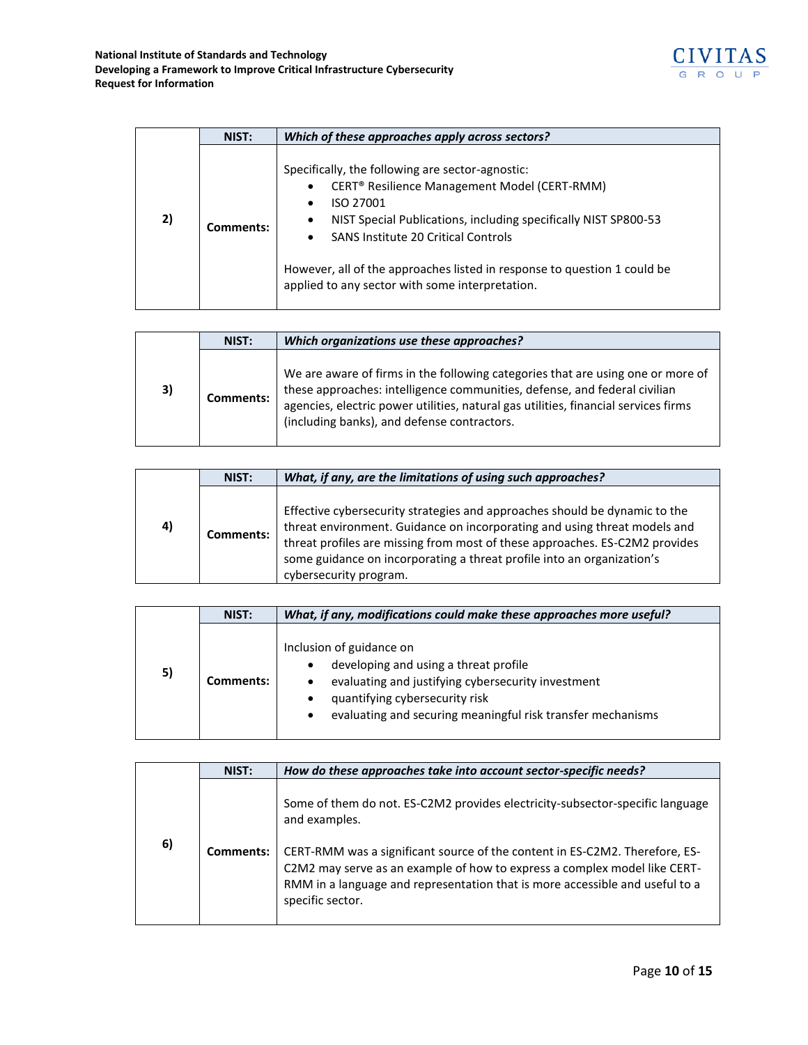| | NIST: | *Which of these approaches apply across sectors?* |
|---|---|---|
| **2)** | **Comments:** | Specifically, the following are sector-agnostic:<br>• CERT® Resilience Management Model (CERT-RMM)<br>• ISO 27001<br>• NIST Special Publications, including specifically NIST SP800-53<br>• SANS Institute 20 Critical Controls<br><br>However, all of the approaches listed in response to question 1 could be applied to any sector with some interpretation. |

| | NIST: | *Which organizations use these approaches?* |
|---|---|---|
| **3)** | **Comments:** | We are aware of firms in the following categories that are using one or more of these approaches: intelligence communities, defense, and federal civilian agencies, electric power utilities, natural gas utilities, financial services firms (including banks), and defense contractors. |

| | NIST: | *What, if any, are the limitations of using such approaches?* |
|---|---|---|
| **4)** | **Comments:** | Effective cybersecurity strategies and approaches should be dynamic to the threat environment. Guidance on incorporating and using threat models and threat profiles are missing from most of these approaches. ES-C2M2 provides some guidance on incorporating a threat profile into an organization's cybersecurity program. |

| | NIST: | *What, if any, modifications could make these approaches more useful?* |
|---|---|---|
| **5)** | **Comments:** | Inclusion of guidance on<br>• developing and using a threat profile<br>• evaluating and justifying cybersecurity investment<br>• quantifying cybersecurity risk<br>• evaluating and securing meaningful risk transfer mechanisms |

| | NIST: | *How do these approaches take into account sector-specific needs?* |
|---|---|---|
| **6)** | **Comments:** | Some of them do not. ES-C2M2 provides electricity-subsector-specific language and examples.<br><br>CERT-RMM was a significant source of the content in ES-C2M2. Therefore, ES-C2M2 may serve as an example of how to express a complex model like CERT-RMM in a language and representation that is more accessible and useful to a specific sector. |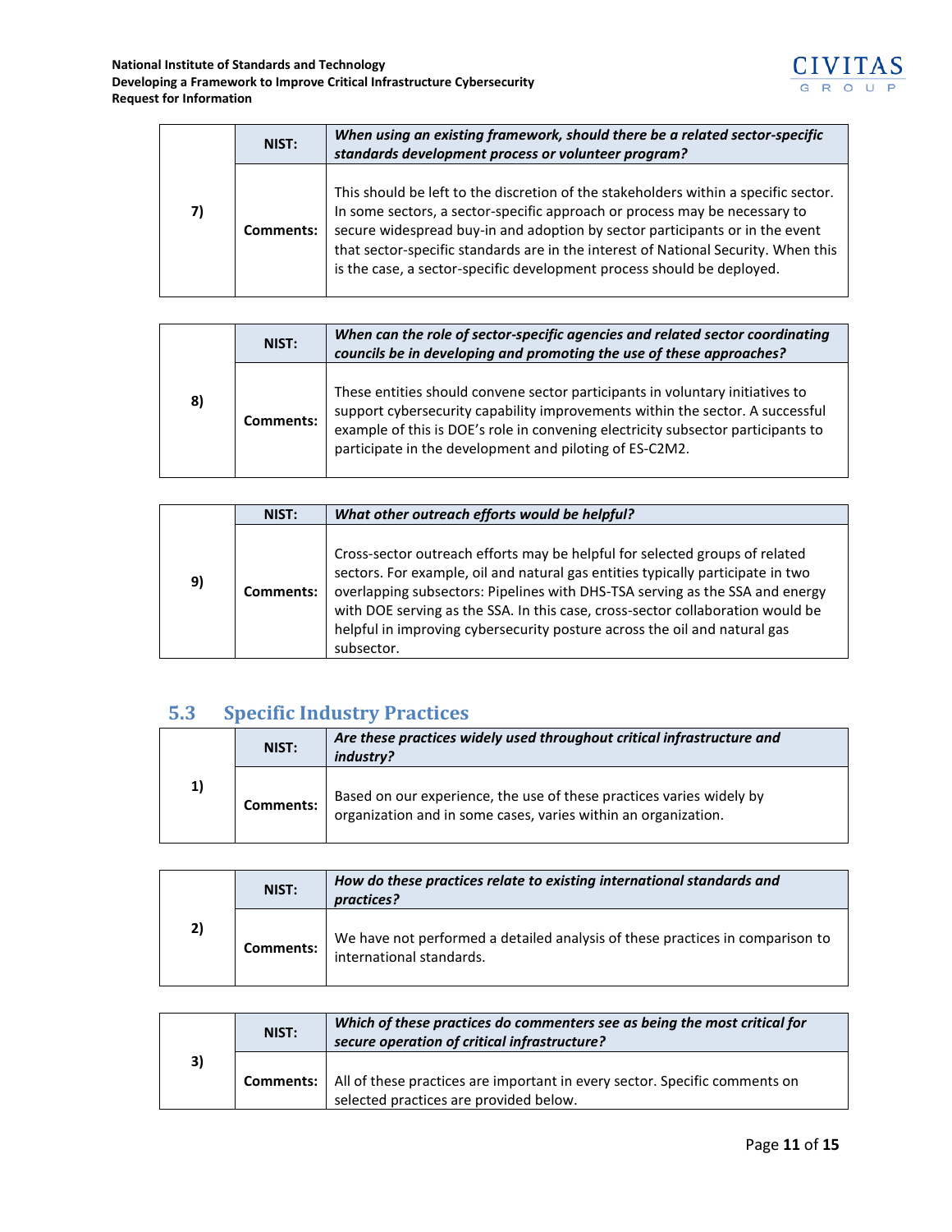| 7) | NIST: | *When using an existing framework, should there be a related sector-specific standards development process or volunteer program?* |
|---|---|---|
| | Comments: | This should be left to the discretion of the stakeholders within a specific sector. In some sectors, a sector-specific approach or process may be necessary to secure widespread buy-in and adoption by sector participants or in the event that sector-specific standards are in the interest of National Security. When this is the case, a sector-specific development process should be deployed. |

| 8) | NIST: | *When can the role of sector-specific agencies and related sector coordinating councils be in developing and promoting the use of these approaches?* |
|---|---|---|
| | Comments: | These entities should convene sector participants in voluntary initiatives to support cybersecurity capability improvements within the sector. A successful example of this is DOE's role in convening electricity subsector participants to participate in the development and piloting of ES-C2M2. |

| 9) | NIST: | *What other outreach efforts would be helpful?* |
|---|---|---|
| | Comments: | Cross-sector outreach efforts may be helpful for selected groups of related sectors. For example, oil and natural gas entities typically participate in two overlapping subsectors: Pipelines with DHS-TSA serving as the SSA and energy with DOE serving as the SSA. In this case, cross-sector collaboration would be helpful in improving cybersecurity posture across the oil and natural gas subsector. |

## 5.3 Specific Industry Practices

| 1) | NIST: | *Are these practices widely used throughout critical infrastructure and industry?* |
|---|---|---|
| | Comments: | Based on our experience, the use of these practices varies widely by organization and in some cases, varies within an organization. |

| 2) | NIST: | *How do these practices relate to existing international standards and practices?* |
|---|---|---|
| | Comments: | We have not performed a detailed analysis of these practices in comparison to international standards. |

| 3) | NIST: | *Which of these practices do commenters see as being the most critical for secure operation of critical infrastructure?* |
|---|---|---|
| | Comments: | All of these practices are important in every sector. Specific comments on selected practices are provided below. |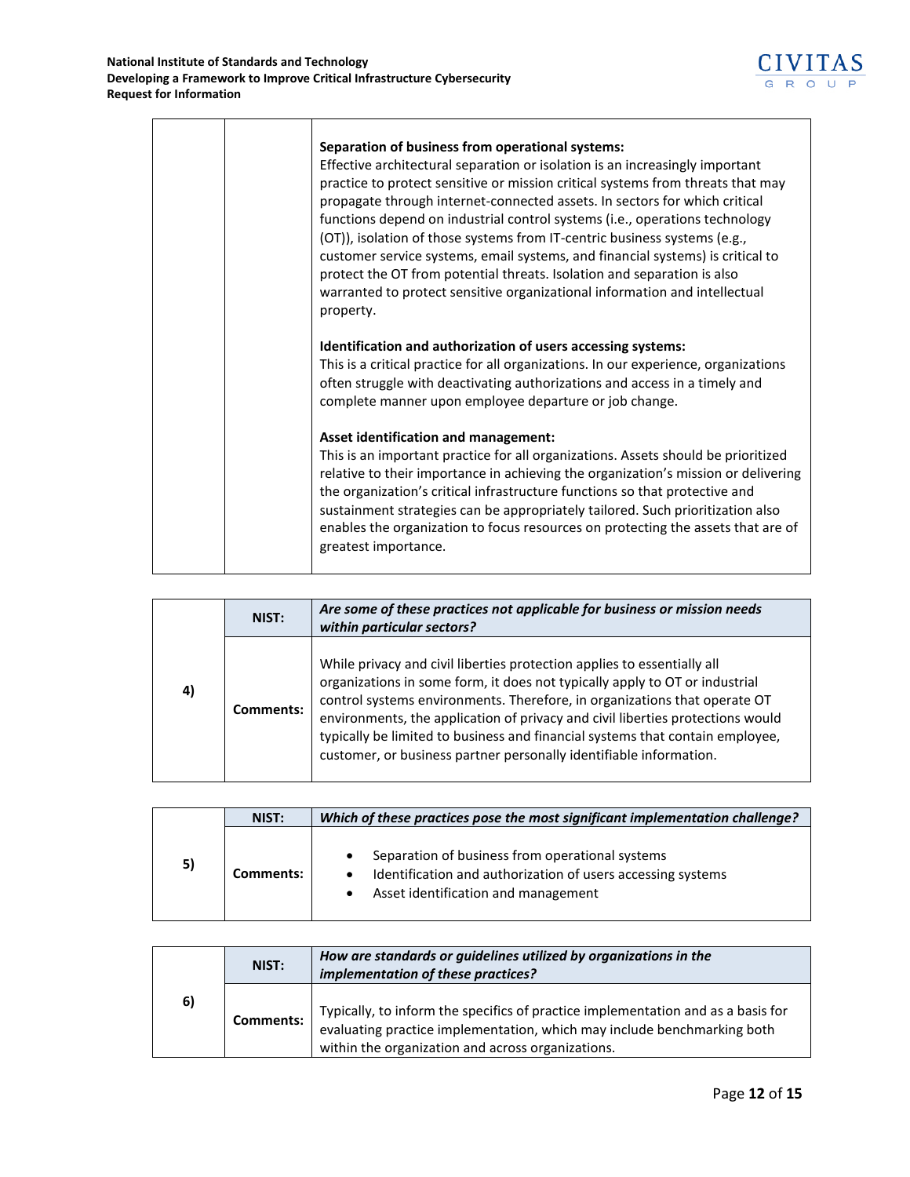| | | |
|---|---|---|
| | | **Separation of business from operational systems:** Effective architectural separation or isolation is an increasingly important practice to protect sensitive or mission critical systems from threats that may propagate through internet-connected assets. In sectors for which critical functions depend on industrial control systems (i.e., operations technology (OT)), isolation of those systems from IT-centric business systems (e.g., customer service systems, email systems, and financial systems) is critical to protect the OT from potential threats. Isolation and separation is also warranted to protect sensitive organizational information and intellectual property.<br><br>**Identification and authorization of users accessing systems:** This is a critical practice for all organizations. In our experience, organizations often struggle with deactivating authorizations and access in a timely and complete manner upon employee departure or job change.<br><br>**Asset identification and management:** This is an important practice for all organizations. Assets should be prioritized relative to their importance in achieving the organization's mission or delivering the organization's critical infrastructure functions so that protective and sustainment strategies can be appropriately tailored. Such prioritization also enables the organization to focus resources on protecting the assets that are of greatest importance. |

| | | |
|---|---|---|
| **4)** | **NIST:** | ***Are some of these practices not applicable for business or mission needs within particular sectors?*** |
| | **Comments:** | While privacy and civil liberties protection applies to essentially all organizations in some form, it does not typically apply to OT or industrial control systems environments. Therefore, in organizations that operate OT environments, the application of privacy and civil liberties protections would typically be limited to business and financial systems that contain employee, customer, or business partner personally identifiable information. |

| | | |
|---|---|---|
| **5)** | **NIST:** | ***Which of these practices pose the most significant implementation challenge?*** |
| | **Comments:** | • Separation of business from operational systems<br>• Identification and authorization of users accessing systems<br>• Asset identification and management |

| | | |
|---|---|---|
| **6)** | **NIST:** | ***How are standards or guidelines utilized by organizations in the implementation of these practices?*** |
| | **Comments:** | Typically, to inform the specifics of practice implementation and as a basis for evaluating practice implementation, which may include benchmarking both within the organization and across organizations. |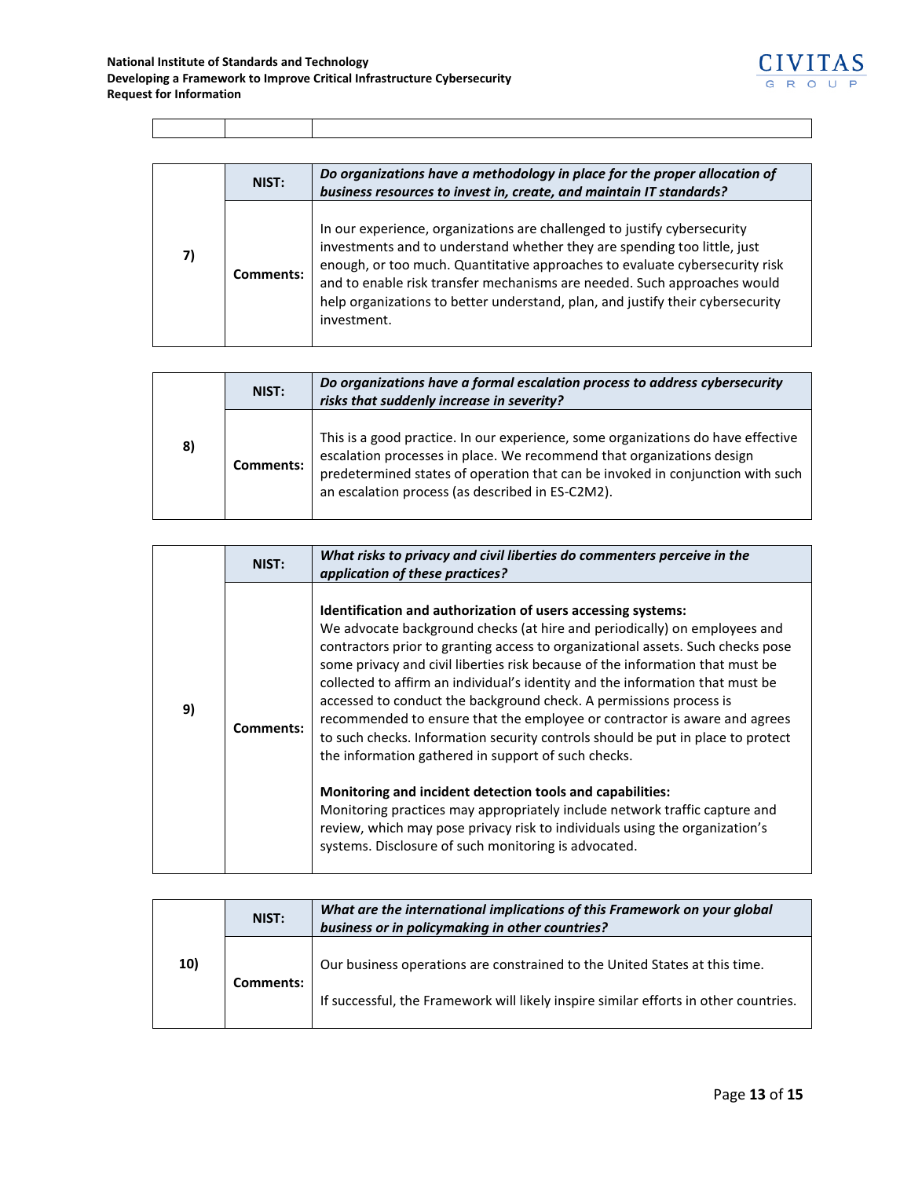| 7) | NIST: | ***Do organizations have a methodology in place for the proper allocation of business resources to invest in, create, and maintain IT standards?*** |
|---|---|---|
| | **Comments:** | In our experience, organizations are challenged to justify cybersecurity investments and to understand whether they are spending too little, just enough, or too much. Quantitative approaches to evaluate cybersecurity risk and to enable risk transfer mechanisms are needed. Such approaches would help organizations to better understand, plan, and justify their cybersecurity investment. |

| 8) | NIST: | ***Do organizations have a formal escalation process to address cybersecurity risks that suddenly increase in severity?*** |
|---|---|---|
| | **Comments:** | This is a good practice. In our experience, some organizations do have effective escalation processes in place. We recommend that organizations design predetermined states of operation that can be invoked in conjunction with such an escalation process (as described in ES-C2M2). |

| 9) | NIST: | ***What risks to privacy and civil liberties do commenters perceive in the application of these practices?*** |
|---|---|---|
| | **Comments:** | **Identification and authorization of users accessing systems:** We advocate background checks (at hire and periodically) on employees and contractors prior to granting access to organizational assets. Such checks pose some privacy and civil liberties risk because of the information that must be collected to affirm an individual's identity and the information that must be accessed to conduct the background check. A permissions process is recommended to ensure that the employee or contractor is aware and agrees to such checks. Information security controls should be put in place to protect the information gathered in support of such checks.<br><br>**Monitoring and incident detection tools and capabilities:** Monitoring practices may appropriately include network traffic capture and review, which may pose privacy risk to individuals using the organization's systems. Disclosure of such monitoring is advocated. |

| 10) | NIST: | ***What are the international implications of this Framework on your global business or in policymaking in other countries?*** |
|---|---|---|
| | **Comments:** | Our business operations are constrained to the United States at this time.<br><br>If successful, the Framework will likely inspire similar efforts in other countries. |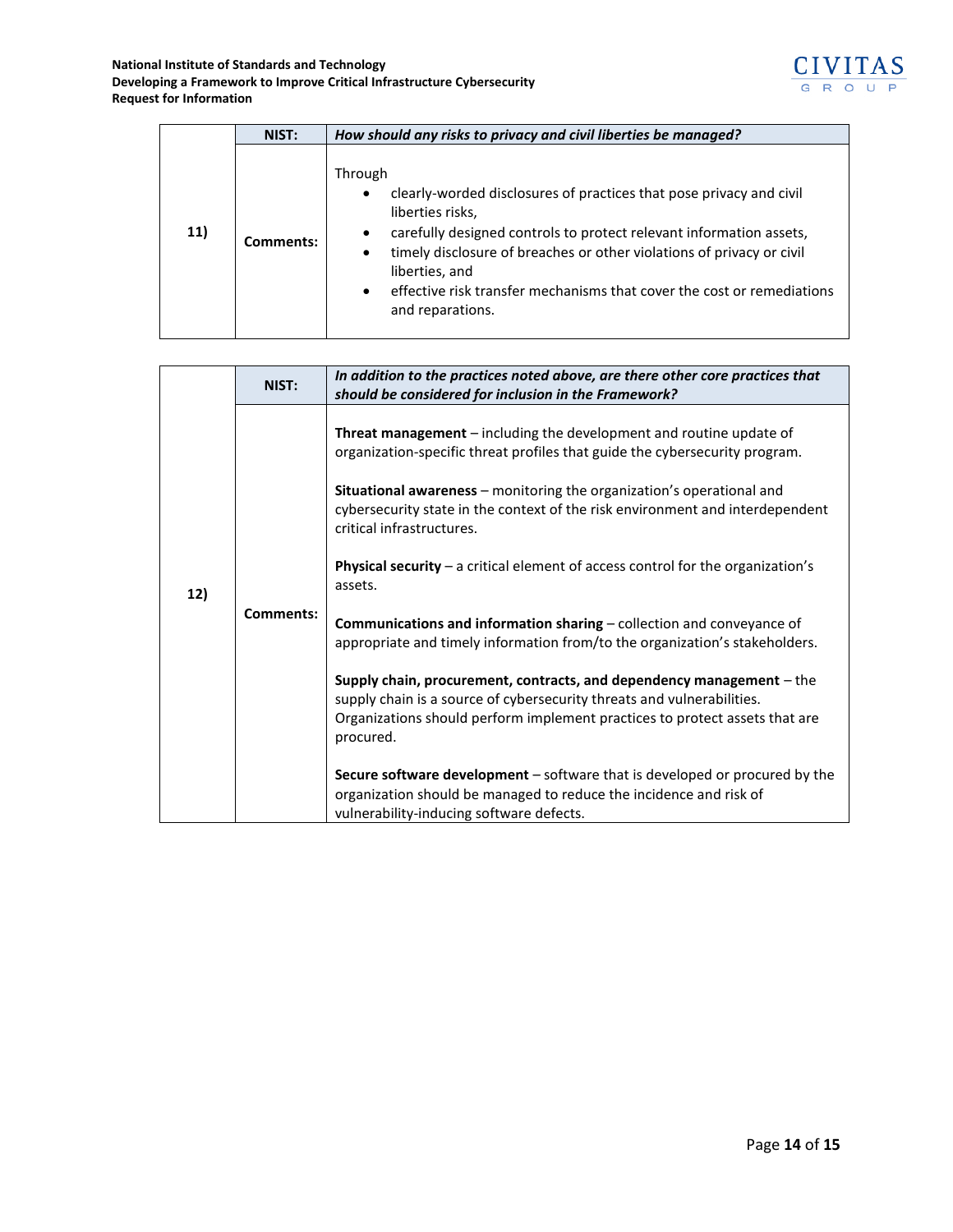| 11) | **NIST:** | ***How should any risks to privacy and civil liberties be managed?*** |
|---|---|---|
| | **Comments:** | Through<br>• clearly-worded disclosures of practices that pose privacy and civil liberties risks,<br>• carefully designed controls to protect relevant information assets,<br>• timely disclosure of breaches or other violations of privacy or civil liberties, and<br>• effective risk transfer mechanisms that cover the cost or remediations and reparations. |

| 12) | **NIST:** | ***In addition to the practices noted above, are there other core practices that should be considered for inclusion in the Framework?*** |
|---|---|---|
| | **Comments:** | **Threat management** – including the development and routine update of organization-specific threat profiles that guide the cybersecurity program.<br><br>**Situational awareness** – monitoring the organization's operational and cybersecurity state in the context of the risk environment and interdependent critical infrastructures.<br><br>**Physical security** – a critical element of access control for the organization's assets.<br><br>**Communications and information sharing** – collection and conveyance of appropriate and timely information from/to the organization's stakeholders.<br><br>**Supply chain, procurement, contracts, and dependency management** – the supply chain is a source of cybersecurity threats and vulnerabilities. Organizations should perform implement practices to protect assets that are procured.<br><br>**Secure software development** – software that is developed or procured by the organization should be managed to reduce the incidence and risk of vulnerability-inducing software defects. |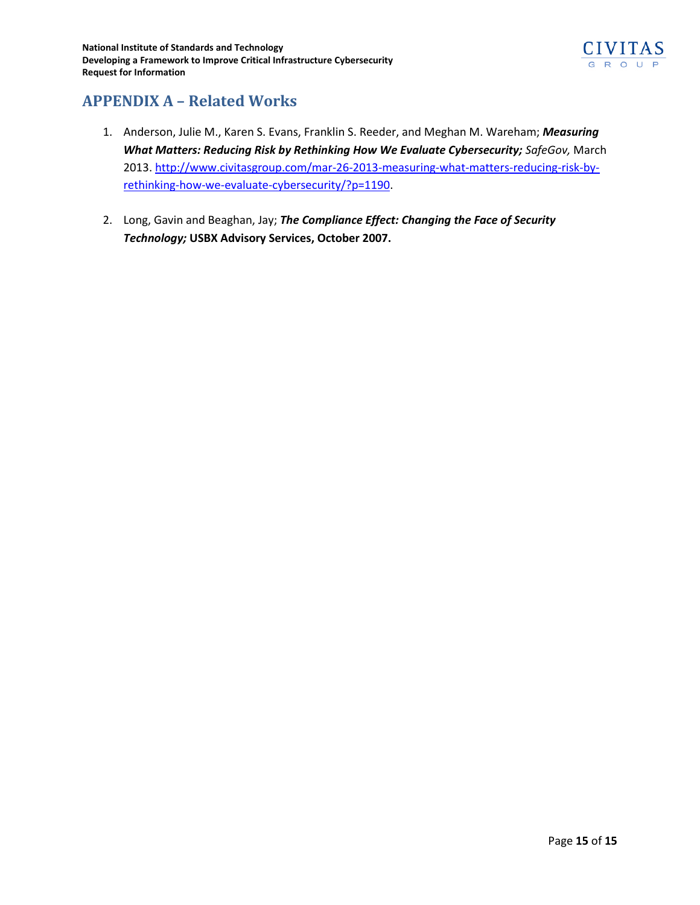## APPENDIX A – Related Works

1. Anderson, Julie M., Karen S. Evans, Franklin S. Reeder, and Meghan M. Wareham; ***Measuring What Matters: Reducing Risk by Rethinking How We Evaluate Cybersecurity;*** *SafeGov,* March 2013. http://www.civitasgroup.com/mar-26-2013-measuring-what-matters-reducing-risk-by-rethinking-how-we-evaluate-cybersecurity/?p=1190.

2. Long, Gavin and Beaghan, Jay; ***The Compliance Effect: Changing the Face of Security Technology;*** **USBX Advisory Services, October 2007.**